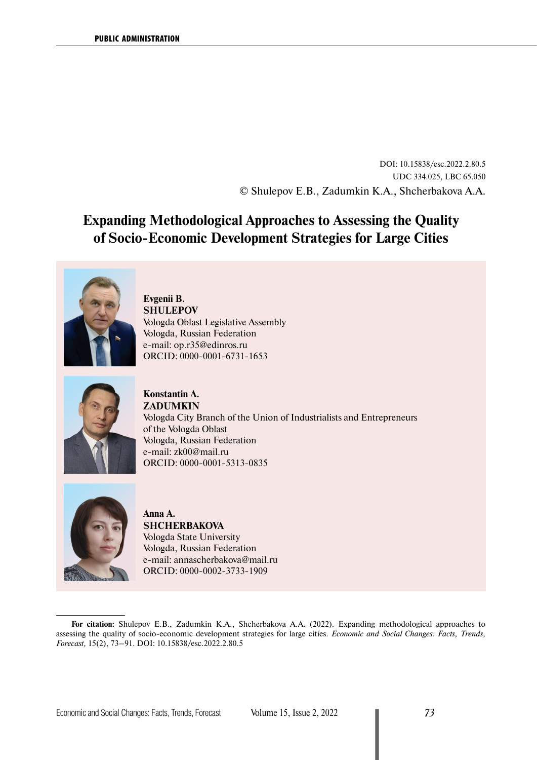DOI: 10.15838/esc.2022.2.80.5

UDC 334.025, LBC 65.050

© Shulepov E.B., Zadumkin K.A., Shcherbakova A.A.

# Expanding Methodological Approaches to Assessing the Quality of Socio-Economic Development Strategies for Large Cities

**Evgenii B. SHULEPOV**
Vologda Oblast Legislative Assembly
Vologda, Russian Federation
e-mail: op.r35@edinros.ru
ORCID: 0000-0001-6731-1653

**Konstantin A. ZADUMKIN**
Vologda City Branch of the Union of Industrialists and Entrepreneurs of the Vologda Oblast
Vologda, Russian Federation
e-mail: zk00@mail.ru
ORCID: 0000-0001-5313-0835

**Anna A. SHCHERBAKOVA**
Vologda State University
Vologda, Russian Federation
e-mail: annascherbakova@mail.ru
ORCID: 0000-0002-3733-1909

---

**For citation:** Shulepov E.B., Zadumkin K.A., Shcherbakova A.A. (2022). Expanding methodological approaches to assessing the quality of socio-economic development strategies for large cities. *Economic and Social Changes: Facts, Trends, Forecast,* 15(2), 73–91. DOI: 10.15838/esc.2022.2.80.5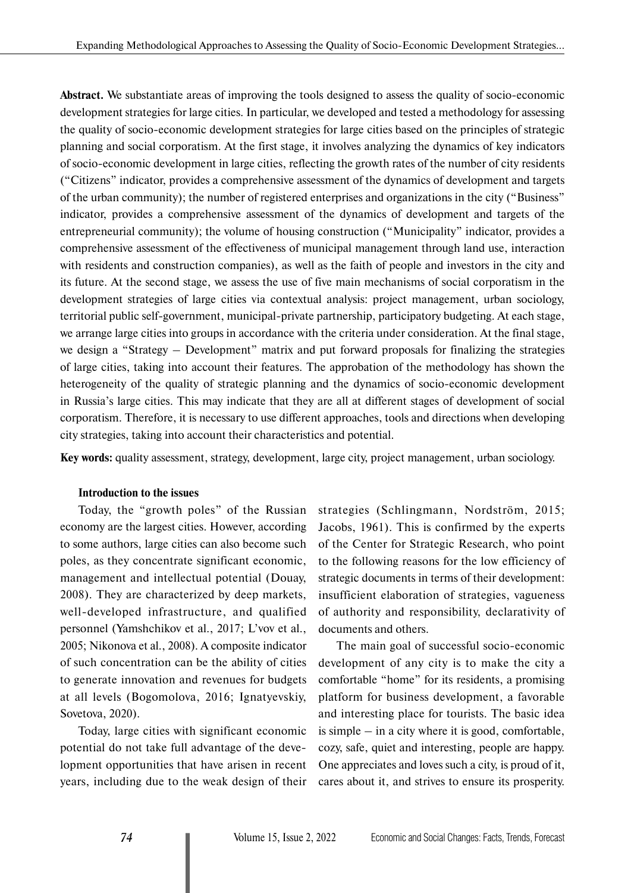**Abstract.** We substantiate areas of improving the tools designed to assess the quality of socio-economic development strategies for large cities. In particular, we developed and tested a methodology for assessing the quality of socio-economic development strategies for large cities based on the principles of strategic planning and social corporatism. At the first stage, it involves analyzing the dynamics of key indicators of socio-economic development in large cities, reflecting the growth rates of the number of city residents ("Citizens" indicator, provides a comprehensive assessment of the dynamics of development and targets of the urban community); the number of registered enterprises and organizations in the city ("Business" indicator, provides a comprehensive assessment of the dynamics of development and targets of the entrepreneurial community); the volume of housing construction ("Municipality" indicator, provides a comprehensive assessment of the effectiveness of municipal management through land use, interaction with residents and construction companies), as well as the faith of people and investors in the city and its future. At the second stage, we assess the use of five main mechanisms of social corporatism in the development strategies of large cities via contextual analysis: project management, urban sociology, territorial public self-government, municipal-private partnership, participatory budgeting. At each stage, we arrange large cities into groups in accordance with the criteria under consideration. At the final stage, we design a "Strategy – Development" matrix and put forward proposals for finalizing the strategies of large cities, taking into account their features. The approbation of the methodology has shown the heterogeneity of the quality of strategic planning and the dynamics of socio-economic development in Russia's large cities. This may indicate that they are all at different stages of development of social corporatism. Therefore, it is necessary to use different approaches, tools and directions when developing city strategies, taking into account their characteristics and potential.

**Key words:** quality assessment, strategy, development, large city, project management, urban sociology.

## Introduction to the issues

Today, the "growth poles" of the Russian economy are the largest cities. However, according to some authors, large cities can also become such poles, as they concentrate significant economic, management and intellectual potential (Douay, 2008). They are characterized by deep markets, well-developed infrastructure, and qualified personnel (Yamshchikov et al., 2017; L'vov et al., 2005; Nikonova et al., 2008). A composite indicator of such concentration can be the ability of cities to generate innovation and revenues for budgets at all levels (Bogomolova, 2016; Ignatyevskiy, Sovetova, 2020).

Today, large cities with significant economic potential do not take full advantage of the development opportunities that have arisen in recent years, including due to the weak design of their strategies (Schlingmann, Nordström, 2015; Jacobs, 1961). This is confirmed by the experts of the Center for Strategic Research, who point to the following reasons for the low efficiency of strategic documents in terms of their development: insufficient elaboration of strategies, vagueness of authority and responsibility, declarativity of documents and others.

The main goal of successful socio-economic development of any city is to make the city a comfortable "home" for its residents, a promising platform for business development, a favorable and interesting place for tourists. The basic idea is simple – in a city where it is good, comfortable, cozy, safe, quiet and interesting, people are happy. One appreciates and loves such a city, is proud of it, cares about it, and strives to ensure its prosperity.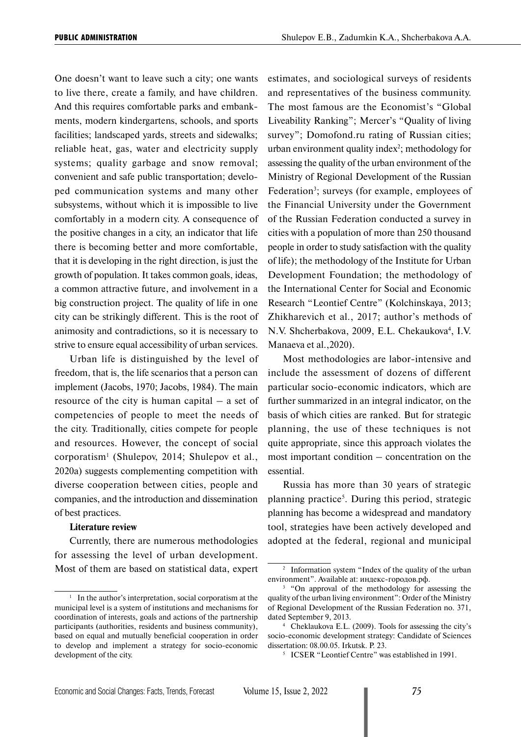One doesn't want to leave such a city; one wants to live there, create a family, and have children. And this requires comfortable parks and embankments, modern kindergartens, schools, and sports facilities; landscaped yards, streets and sidewalks; reliable heat, gas, water and electricity supply systems; quality garbage and snow removal; convenient and safe public transportation; developed communication systems and many other subsystems, without which it is impossible to live comfortably in a modern city. A consequence of the positive changes in a city, an indicator that life there is becoming better and more comfortable, that it is developing in the right direction, is just the growth of population. It takes common goals, ideas, a common attractive future, and involvement in a big construction project. The quality of life in one city can be strikingly different. This is the root of animosity and contradictions, so it is necessary to strive to ensure equal accessibility of urban services.

Urban life is distinguished by the level of freedom, that is, the life scenarios that a person can implement (Jacobs, 1970; Jacobs, 1984). The main resource of the city is human capital – a set of competencies of people to meet the needs of the city. Traditionally, cities compete for people and resources. However, the concept of social corporatism[1] (Shulepov, 2014; Shulepov et al., 2020a) suggests complementing competition with diverse cooperation between cities, people and companies, and the introduction and dissemination of best practices.

**Literature review**

Currently, there are numerous methodologies for assessing the level of urban development. Most of them are based on statistical data, expert estimates, and sociological surveys of residents and representatives of the business community. The most famous are the Economist's "Global Liveability Ranking"; Mercer's "Quality of living survey"; Domofond.ru rating of Russian cities; urban environment quality index[2]; methodology for assessing the quality of the urban environment of the Ministry of Regional Development of the Russian Federation[3]; surveys (for example, employees of the Financial University under the Government of the Russian Federation conducted a survey in cities with a population of more than 250 thousand people in order to study satisfaction with the quality of life); the methodology of the Institute for Urban Development Foundation; the methodology of the International Center for Social and Economic Research "Leontief Centre" (Kolchinskaya, 2013; Zhikharevich et al., 2017; author's methods of N.V. Shcherbakova, 2009, E.L. Chekaukova[4], I.V. Manaeva et al.,2020).

Most methodologies are labor-intensive and include the assessment of dozens of different particular socio-economic indicators, which are further summarized in an integral indicator, on the basis of which cities are ranked. But for strategic planning, the use of these techniques is not quite appropriate, since this approach violates the most important condition – concentration on the essential.

Russia has more than 30 years of strategic planning practice[5]. During this period, strategic planning has become a widespread and mandatory tool, strategies have been actively developed and adopted at the federal, regional and municipal

---

[1] In the author's interpretation, social corporatism at the municipal level is a system of institutions and mechanisms for coordination of interests, goals and actions of the partnership participants (authorities, residents and business community), based on equal and mutually beneficial cooperation in order to develop and implement a strategy for socio-economic development of the city.

[2] Information system "Index of the quality of the urban environment". Available at: индекс-городов.рф.

[3] "On approval of the methodology for assessing the quality of the urban living environment": Order of the Ministry of Regional Development of the Russian Federation no. 371, dated September 9, 2013.

[4] Cheklaukova E.L. (2009). Tools for assessing the city's socio-economic development strategy: Candidate of Sciences dissertation: 08.00.05. Irkutsk. P. 23.

[5] ICSER "Leontief Centre" was established in 1991.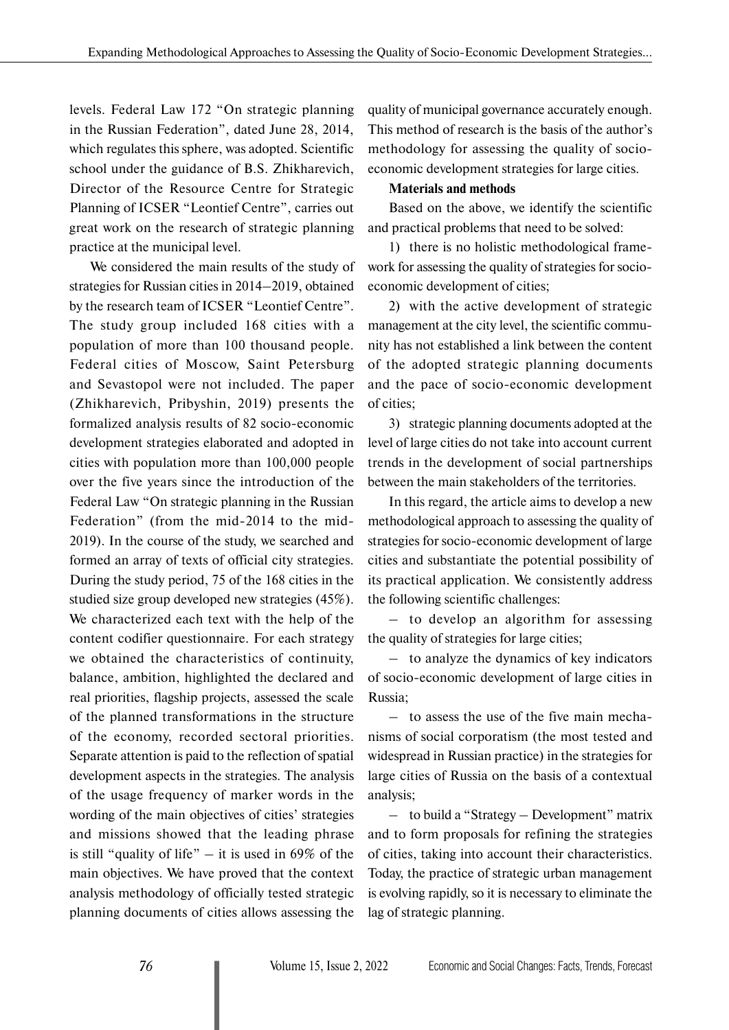levels. Federal Law 172 "On strategic planning in the Russian Federation", dated June 28, 2014, which regulates this sphere, was adopted. Scientific school under the guidance of B.S. Zhikharevich, Director of the Resource Centre for Strategic Planning of ICSER "Leontief Centre", carries out great work on the research of strategic planning practice at the municipal level.

We considered the main results of the study of strategies for Russian cities in 2014–2019, obtained by the research team of ICSER "Leontief Centre". The study group included 168 cities with a population of more than 100 thousand people. Federal cities of Moscow, Saint Petersburg and Sevastopol were not included. The paper (Zhikharevich, Pribyshin, 2019) presents the formalized analysis results of 82 socio-economic development strategies elaborated and adopted in cities with population more than 100,000 people over the five years since the introduction of the Federal Law "On strategic planning in the Russian Federation" (from the mid-2014 to the mid-2019). In the course of the study, we searched and formed an array of texts of official city strategies. During the study period, 75 of the 168 cities in the studied size group developed new strategies (45%). We characterized each text with the help of the content codifier questionnaire. For each strategy we obtained the characteristics of continuity, balance, ambition, highlighted the declared and real priorities, flagship projects, assessed the scale of the planned transformations in the structure of the economy, recorded sectoral priorities. Separate attention is paid to the reflection of spatial development aspects in the strategies. The analysis of the usage frequency of marker words in the wording of the main objectives of cities' strategies and missions showed that the leading phrase is still "quality of life" – it is used in 69% of the main objectives. We have proved that the context analysis methodology of officially tested strategic planning documents of cities allows assessing the quality of municipal governance accurately enough. This method of research is the basis of the author's methodology for assessing the quality of socio-economic development strategies for large cities.

**Materials and methods**

Based on the above, we identify the scientific and practical problems that need to be solved:

1) there is no holistic methodological framework for assessing the quality of strategies for socio-economic development of cities;

2) with the active development of strategic management at the city level, the scientific community has not established a link between the content of the adopted strategic planning documents and the pace of socio-economic development of cities;

3) strategic planning documents adopted at the level of large cities do not take into account current trends in the development of social partnerships between the main stakeholders of the territories.

In this regard, the article aims to develop a new methodological approach to assessing the quality of strategies for socio-economic development of large cities and substantiate the potential possibility of its practical application. We consistently address the following scientific challenges:

– to develop an algorithm for assessing the quality of strategies for large cities;

– to analyze the dynamics of key indicators of socio-economic development of large cities in Russia;

– to assess the use of the five main mechanisms of social corporatism (the most tested and widespread in Russian practice) in the strategies for large cities of Russia on the basis of a contextual analysis;

– to build a "Strategy – Development" matrix and to form proposals for refining the strategies of cities, taking into account their characteristics. Today, the practice of strategic urban management is evolving rapidly, so it is necessary to eliminate the lag of strategic planning.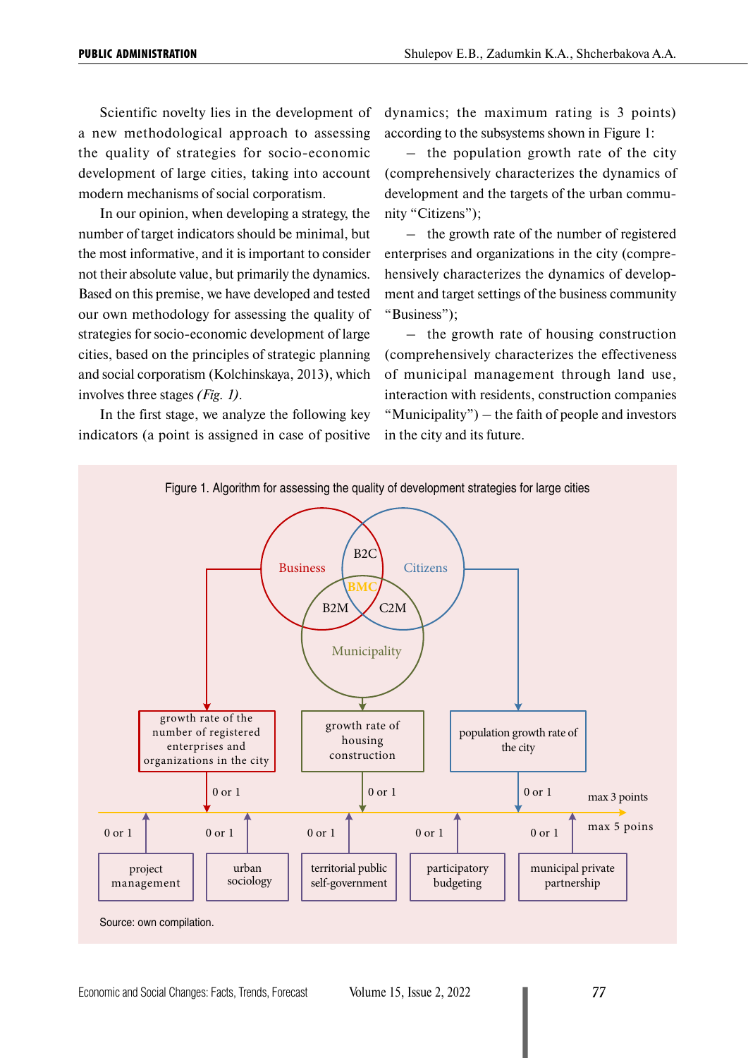Scientific novelty lies in the development of a new methodological approach to assessing the quality of strategies for socio-economic development of large cities, taking into account modern mechanisms of social corporatism.

In our opinion, when developing a strategy, the number of target indicators should be minimal, but the most informative, and it is important to consider not their absolute value, but primarily the dynamics. Based on this premise, we have developed and tested our own methodology for assessing the quality of strategies for socio-economic development of large cities, based on the principles of strategic planning and social corporatism (Kolchinskaya, 2013), which involves three stages *(Fig. 1)*.

In the first stage, we analyze the following key indicators (a point is assigned in case of positive dynamics; the maximum rating is 3 points) according to the subsystems shown in Figure 1:

– the population growth rate of the city (comprehensively characterizes the dynamics of development and the targets of the urban community "Citizens");

– the growth rate of the number of registered enterprises and organizations in the city (comprehensively characterizes the dynamics of development and target settings of the business community "Business");

– the growth rate of housing construction (comprehensively characterizes the effectiveness of municipal management through land use, interaction with residents, construction companies "Municipality") – the faith of people and investors in the city and its future.

Figure 1. Algorithm for assessing the quality of development strategies for large cities

Business, Citizens, Municipality; B2C, B2M, C2M, BMC

growth rate of the number of registered enterprises and organizations in the city — 0 or 1
growth rate of housing construction — 0 or 1
population growth rate of the city — 0 or 1
max 3 points

project management — 0 or 1
urban sociology — 0 or 1
territorial public self-government — 0 or 1
participatory budgeting — 0 or 1
municipal private partnership — 0 or 1
max 5 poins

Source: own compilation.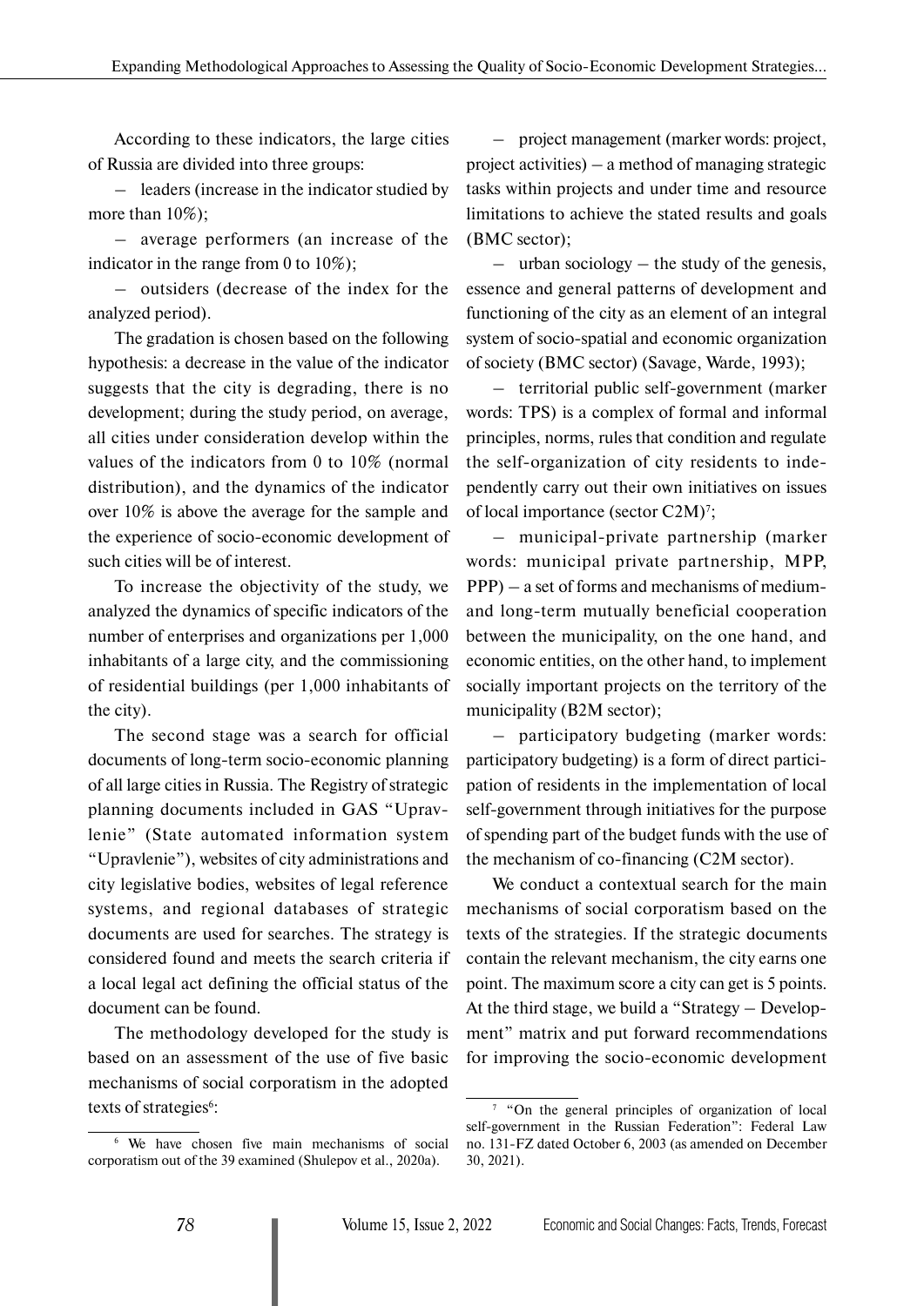According to these indicators, the large cities of Russia are divided into three groups:

– leaders (increase in the indicator studied by more than 10%);

– average performers (an increase of the indicator in the range from 0 to 10%);

– outsiders (decrease of the index for the analyzed period).

The gradation is chosen based on the following hypothesis: a decrease in the value of the indicator suggests that the city is degrading, there is no development; during the study period, on average, all cities under consideration develop within the values of the indicators from 0 to 10% (normal distribution), and the dynamics of the indicator over 10% is above the average for the sample and the experience of socio-economic development of such cities will be of interest.

To increase the objectivity of the study, we analyzed the dynamics of specific indicators of the number of enterprises and organizations per 1,000 inhabitants of a large city, and the commissioning of residential buildings (per 1,000 inhabitants of the city).

The second stage was a search for official documents of long-term socio-economic planning of all large cities in Russia. The Registry of strategic planning documents included in GAS "Upravlenie" (State automated information system "Upravlenie"), websites of city administrations and city legislative bodies, websites of legal reference systems, and regional databases of strategic documents are used for searches. The strategy is considered found and meets the search criteria if a local legal act defining the official status of the document can be found.

The methodology developed for the study is based on an assessment of the use of five basic mechanisms of social corporatism in the adopted texts of strategies[6]:

– project management (marker words: project, project activities) – a method of managing strategic tasks within projects and under time and resource limitations to achieve the stated results and goals (BMC sector);

– urban sociology – the study of the genesis, essence and general patterns of development and functioning of the city as an element of an integral system of socio-spatial and economic organization of society (BMC sector) (Savage, Warde, 1993);

– territorial public self-government (marker words: TPS) is a complex of formal and informal principles, norms, rules that condition and regulate the self-organization of city residents to independently carry out their own initiatives on issues of local importance (sector C2M)[7];

– municipal-private partnership (marker words: municipal private partnership, MPP, PPP) – a set of forms and mechanisms of medium- and long-term mutually beneficial cooperation between the municipality, on the one hand, and economic entities, on the other hand, to implement socially important projects on the territory of the municipality (B2M sector);

– participatory budgeting (marker words: participatory budgeting) is a form of direct participation of residents in the implementation of local self-government through initiatives for the purpose of spending part of the budget funds with the use of the mechanism of co-financing (C2M sector).

We conduct a contextual search for the main mechanisms of social corporatism based on the texts of the strategies. If the strategic documents contain the relevant mechanism, the city earns one point. The maximum score a city can get is 5 points. At the third stage, we build a "Strategy – Development" matrix and put forward recommendations for improving the socio-economic development

---

[6] We have chosen five main mechanisms of social corporatism out of the 39 examined (Shulepov et al., 2020a).

[7] "On the general principles of organization of local self-government in the Russian Federation": Federal Law no. 131-FZ dated October 6, 2003 (as amended on December 30, 2021).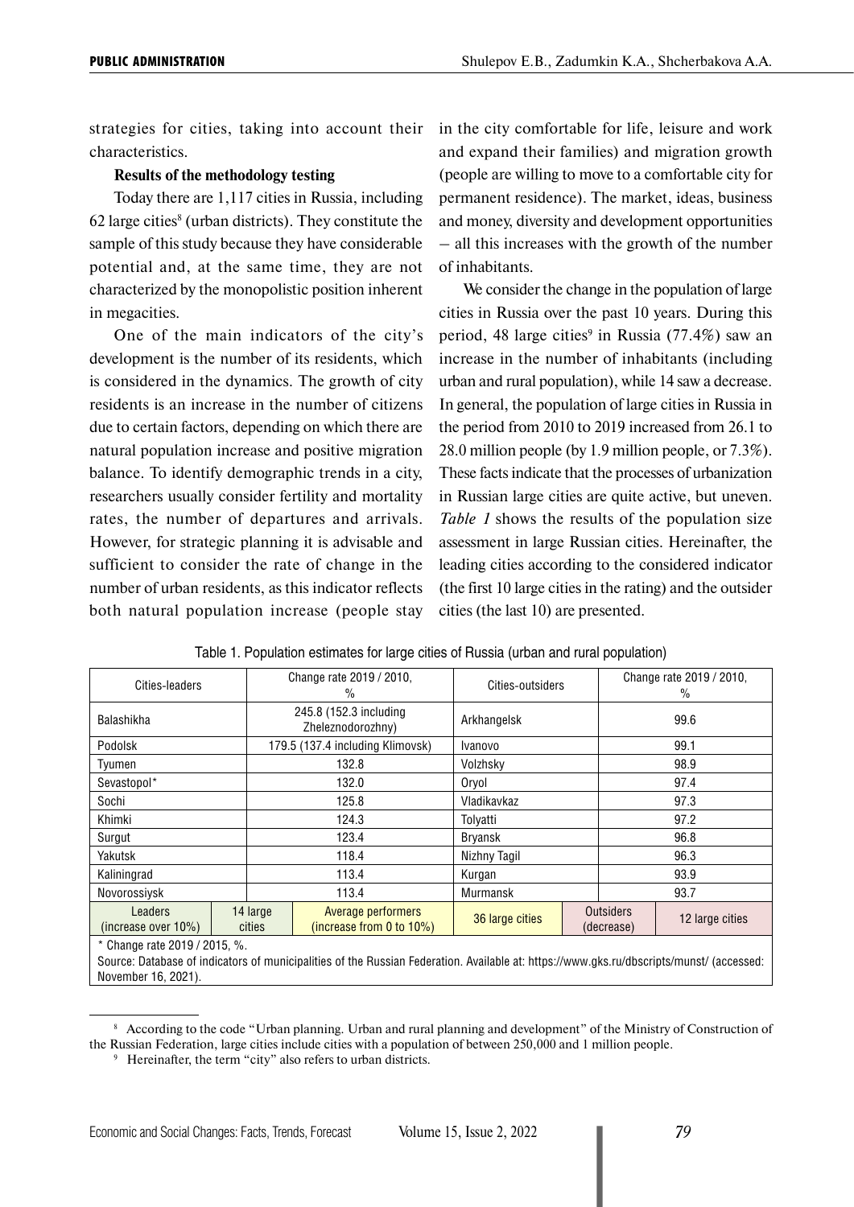strategies for cities, taking into account their characteristics.

**Results of the methodology testing**

Today there are 1,117 cities in Russia, including 62 large cities[8] (urban districts). They constitute the sample of this study because they have considerable potential and, at the same time, they are not characterized by the monopolistic position inherent in megacities.

One of the main indicators of the city's development is the number of its residents, which is considered in the dynamics. The growth of city residents is an increase in the number of citizens due to certain factors, depending on which there are natural population increase and positive migration balance. To identify demographic trends in a city, researchers usually consider fertility and mortality rates, the number of departures and arrivals. However, for strategic planning it is advisable and sufficient to consider the rate of change in the number of urban residents, as this indicator reflects both natural population increase (people stay in the city comfortable for life, leisure and work and expand their families) and migration growth (people are willing to move to a comfortable city for permanent residence). The market, ideas, business and money, diversity and development opportunities – all this increases with the growth of the number of inhabitants.

We consider the change in the population of large cities in Russia over the past 10 years. During this period, 48 large cities[9] in Russia (77.4%) saw an increase in the number of inhabitants (including urban and rural population), while 14 saw a decrease. In general, the population of large cities in Russia in the period from 2010 to 2019 increased from 26.1 to 28.0 million people (by 1.9 million people, or 7.3%). These facts indicate that the processes of urbanization in Russian large cities are quite active, but uneven. *Table 1* shows the results of the population size assessment in large Russian cities. Hereinafter, the leading cities according to the considered indicator (the first 10 large cities in the rating) and the outsider cities (the last 10) are presented.

Table 1. Population estimates for large cities of Russia (urban and rural population)

| Cities-leaders | | Change rate 2019 / 2010, % | Cities-outsiders | | Change rate 2019 / 2010, % |
|---|---|---|---|---|---|
| Balashikha | | 245.8 (152.3 including Zheleznodorozhny) | Arkhangelsk | | 99.6 |
| Podolsk | | 179.5 (137.4 including Klimovsk) | Ivanovo | | 99.1 |
| Tyumen | | 132.8 | Volzhsky | | 98.9 |
| Sevastopol* | | 132.0 | Oryol | | 97.4 |
| Sochi | | 125.8 | Vladikavkaz | | 97.3 |
| Khimki | | 124.3 | Tolyatti | | 97.2 |
| Surgut | | 123.4 | Bryansk | | 96.8 |
| Yakutsk | | 118.4 | Nizhny Tagil | | 96.3 |
| Kaliningrad | | 113.4 | Kurgan | | 93.9 |
| Novorossiysk | | 113.4 | Murmansk | | 93.7 |
| Leaders (increase over 10%) | 14 large cities | Average performers (increase from 0 to 10%) | 36 large cities | Outsiders (decrease) | 12 large cities |

\* Change rate 2019 / 2015, %.

Source: Database of indicators of municipalities of the Russian Federation. Available at: https://www.gks.ru/dbscripts/munst/ (accessed: November 16, 2021).

---

[8] According to the code "Urban planning. Urban and rural planning and development" of the Ministry of Construction of the Russian Federation, large cities include cities with a population of between 250,000 and 1 million people.

[9] Hereinafter, the term "city" also refers to urban districts.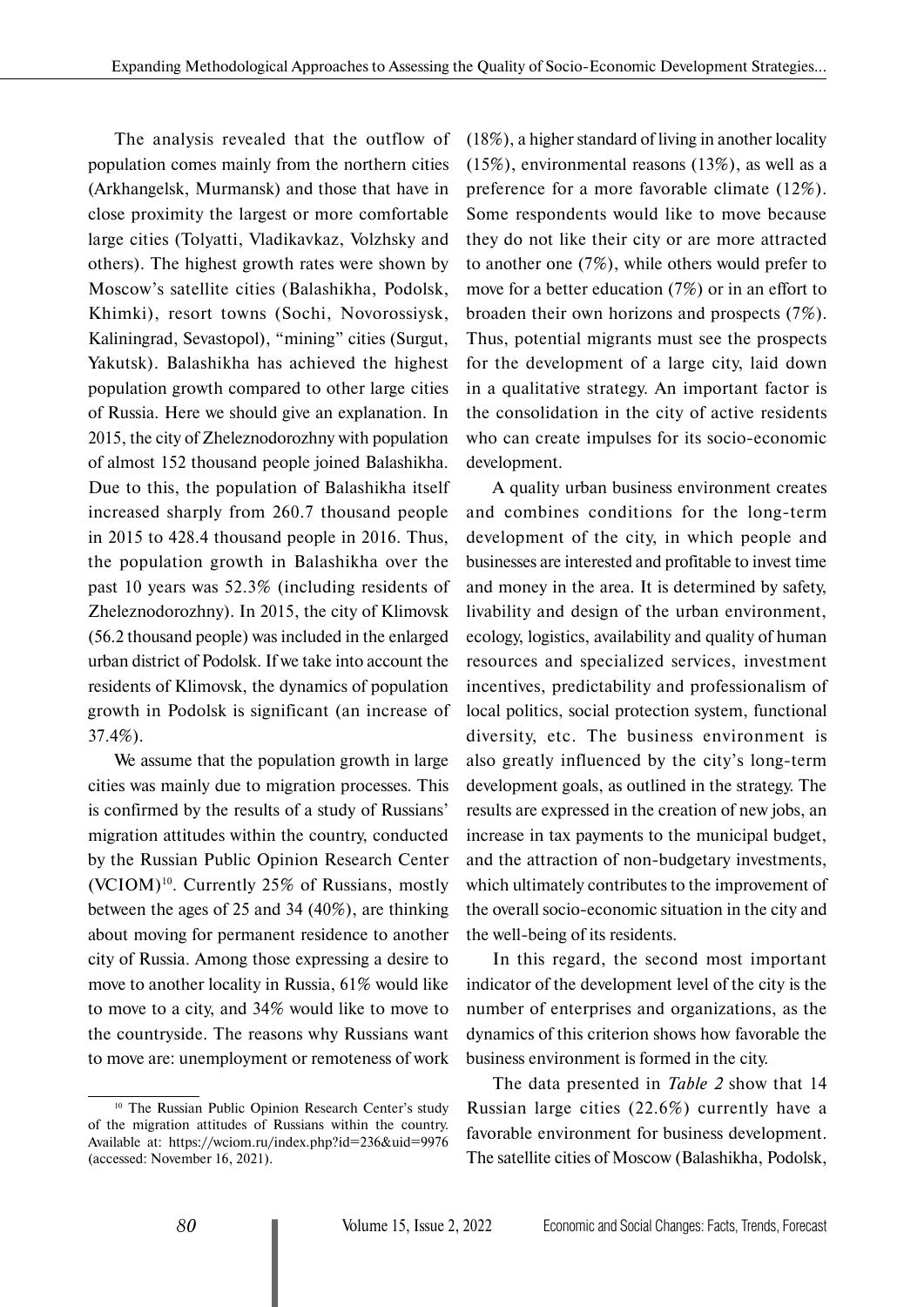The analysis revealed that the outflow of population comes mainly from the northern cities (Arkhangelsk, Murmansk) and those that have in close proximity the largest or more comfortable large cities (Tolyatti, Vladikavkaz, Volzhsky and others). The highest growth rates were shown by Moscow's satellite cities (Balashikha, Podolsk, Khimki), resort towns (Sochi, Novorossiysk, Kaliningrad, Sevastopol), "mining" cities (Surgut, Yakutsk). Balashikha has achieved the highest population growth compared to other large cities of Russia. Here we should give an explanation. In 2015, the city of Zheleznodorozhny with population of almost 152 thousand people joined Balashikha. Due to this, the population of Balashikha itself increased sharply from 260.7 thousand people in 2015 to 428.4 thousand people in 2016. Thus, the population growth in Balashikha over the past 10 years was 52.3% (including residents of Zheleznodorozhny). In 2015, the city of Klimovsk (56.2 thousand people) was included in the enlarged urban district of Podolsk. If we take into account the residents of Klimovsk, the dynamics of population growth in Podolsk is significant (an increase of 37.4%).

We assume that the population growth in large cities was mainly due to migration processes. This is confirmed by the results of a study of Russians' migration attitudes within the country, conducted by the Russian Public Opinion Research Center (VCIOM)[10]. Currently 25% of Russians, mostly between the ages of 25 and 34 (40%), are thinking about moving for permanent residence to another city of Russia. Among those expressing a desire to move to another locality in Russia, 61% would like to move to a city, and 34% would like to move to the countryside. The reasons why Russians want to move are: unemployment or remoteness of work (18%), a higher standard of living in another locality (15%), environmental reasons (13%), as well as a preference for a more favorable climate (12%). Some respondents would like to move because they do not like their city or are more attracted to another one (7%), while others would prefer to move for a better education (7%) or in an effort to broaden their own horizons and prospects (7%). Thus, potential migrants must see the prospects for the development of a large city, laid down in a qualitative strategy. An important factor is the consolidation in the city of active residents who can create impulses for its socio-economic development.

A quality urban business environment creates and combines conditions for the long-term development of the city, in which people and businesses are interested and profitable to invest time and money in the area. It is determined by safety, livability and design of the urban environment, ecology, logistics, availability and quality of human resources and specialized services, investment incentives, predictability and professionalism of local politics, social protection system, functional diversity, etc. The business environment is also greatly influenced by the city's long-term development goals, as outlined in the strategy. The results are expressed in the creation of new jobs, an increase in tax payments to the municipal budget, and the attraction of non-budgetary investments, which ultimately contributes to the improvement of the overall socio-economic situation in the city and the well-being of its residents.

In this regard, the second most important indicator of the development level of the city is the number of enterprises and organizations, as the dynamics of this criterion shows how favorable the business environment is formed in the city.

The data presented in *Table 2* show that 14 Russian large cities (22.6%) currently have a favorable environment for business development. The satellite cities of Moscow (Balashikha, Podolsk,

[10] The Russian Public Opinion Research Center's study of the migration attitudes of Russians within the country. Available at: https://wciom.ru/index.php?id=236&uid=9976 (accessed: November 16, 2021).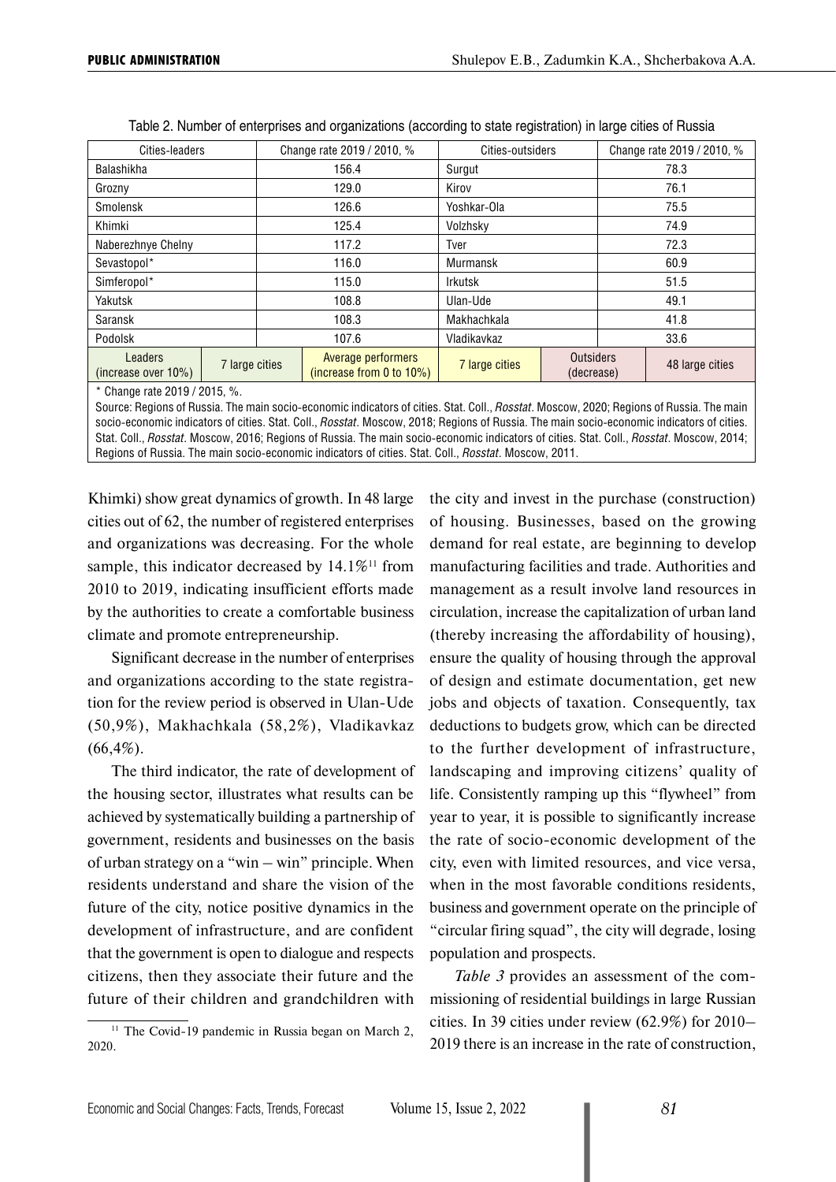Table 2. Number of enterprises and organizations (according to state registration) in large cities of Russia

| Cities-leaders | | Change rate 2019 / 2010, % | Cities-outsiders | | Change rate 2019 / 2010, % |
|---|---|---|---|---|---|
| Balashikha | | 156.4 | Surgut | | 78.3 |
| Grozny | | 129.0 | Kirov | | 76.1 |
| Smolensk | | 126.6 | Yoshkar-Ola | | 75.5 |
| Khimki | | 125.4 | Volzhsky | | 74.9 |
| Naberezhnye Chelny | | 117.2 | Tver | | 72.3 |
| Sevastopol* | | 116.0 | Murmansk | | 60.9 |
| Simferopol* | | 115.0 | Irkutsk | | 51.5 |
| Yakutsk | | 108.8 | Ulan-Ude | | 49.1 |
| Saransk | | 108.3 | Makhachkala | | 41.8 |
| Podolsk | | 107.6 | Vladikavkaz | | 33.6 |
| Leaders (increase over 10%) | 7 large cities | Average performers (increase from 0 to 10%) | 7 large cities | Outsiders (decrease) | 48 large cities |

\* Change rate 2019 / 2015, %.

Source: Regions of Russia. The main socio-economic indicators of cities. Stat. Coll., *Rosstat*. Moscow, 2020; Regions of Russia. The main socio-economic indicators of cities. Stat. Coll., *Rosstat*. Moscow, 2018; Regions of Russia. The main socio-economic indicators of cities. Stat. Coll., *Rosstat*. Moscow, 2016; Regions of Russia. The main socio-economic indicators of cities. Stat. Coll., *Rosstat*. Moscow, 2014; Regions of Russia. The main socio-economic indicators of cities. Stat. Coll., *Rosstat*. Moscow, 2011.

Khimki) show great dynamics of growth. In 48 large cities out of 62, the number of registered enterprises and organizations was decreasing. For the whole sample, this indicator decreased by 14.1%[11] from 2010 to 2019, indicating insufficient efforts made by the authorities to create a comfortable business climate and promote entrepreneurship.

Significant decrease in the number of enterprises and organizations according to the state registration for the review period is observed in Ulan-Ude (50,9%), Makhachkala (58,2%), Vladikavkaz (66,4%).

The third indicator, the rate of development of the housing sector, illustrates what results can be achieved by systematically building a partnership of government, residents and businesses on the basis of urban strategy on a "win – win" principle. When residents understand and share the vision of the future of the city, notice positive dynamics in the development of infrastructure, and are confident that the government is open to dialogue and respects citizens, then they associate their future and the future of their children and grandchildren with the city and invest in the purchase (construction) of housing. Businesses, based on the growing demand for real estate, are beginning to develop manufacturing facilities and trade. Authorities and management as a result involve land resources in circulation, increase the capitalization of urban land (thereby increasing the affordability of housing), ensure the quality of housing through the approval of design and estimate documentation, get new jobs and objects of taxation. Consequently, tax deductions to budgets grow, which can be directed to the further development of infrastructure, landscaping and improving citizens' quality of life. Consistently ramping up this "flywheel" from year to year, it is possible to significantly increase the rate of socio-economic development of the city, even with limited resources, and vice versa, when in the most favorable conditions residents, business and government operate on the principle of "circular firing squad", the city will degrade, losing population and prospects.

*Table 3* provides an assessment of the commissioning of residential buildings in large Russian cities. In 39 cities under review (62.9%) for 2010–2019 there is an increase in the rate of construction,

[11] The Covid-19 pandemic in Russia began on March 2, 2020.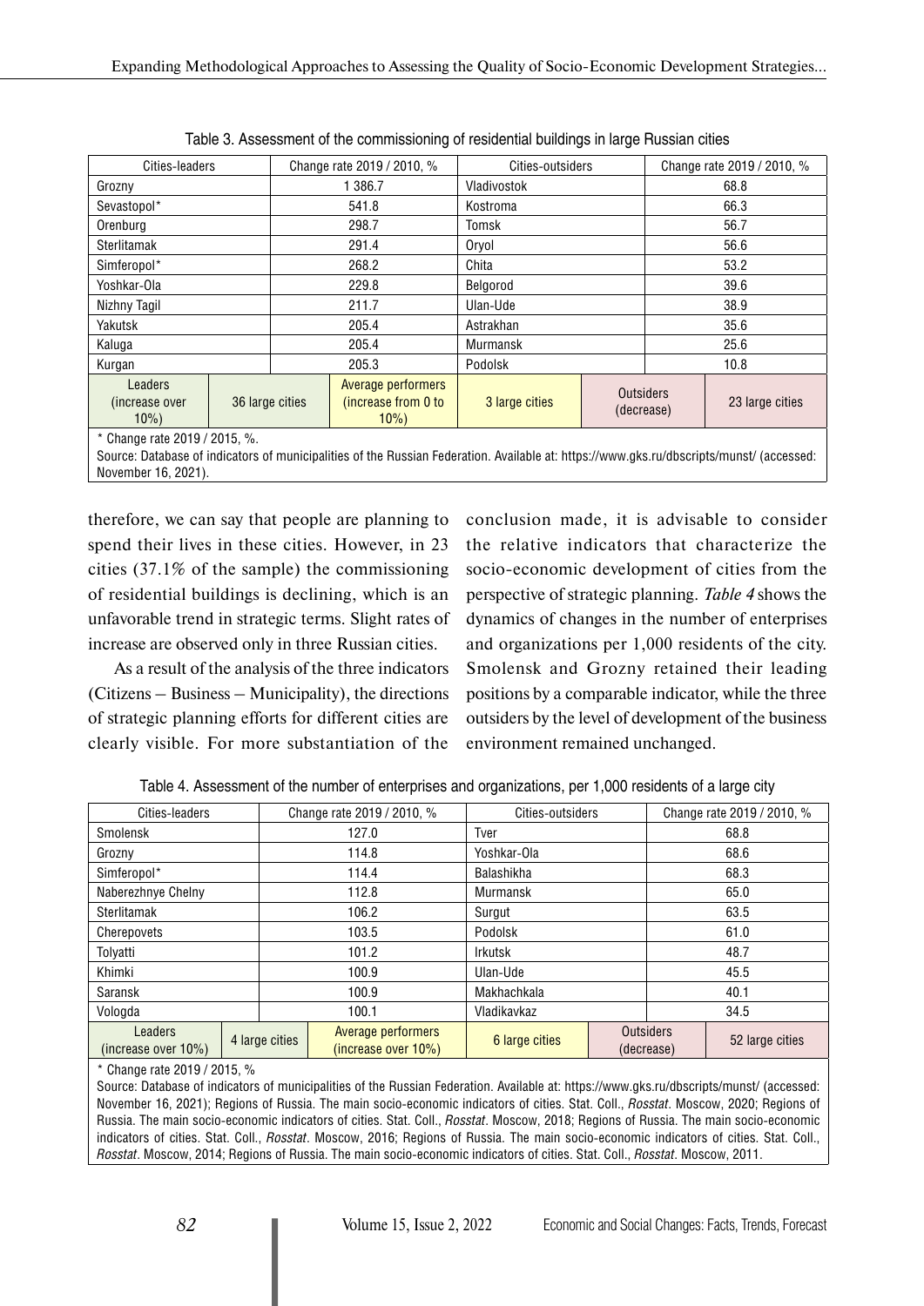Table 3. Assessment of the commissioning of residential buildings in large Russian cities

| Cities-leaders | | Change rate 2019 / 2010, % | Cities-outsiders | | Change rate 2019 / 2010, % |
|---|---|---|---|---|---|
| Grozny | | 1 386.7 | Vladivostok | | 68.8 |
| Sevastopol* | | 541.8 | Kostroma | | 66.3 |
| Orenburg | | 298.7 | Tomsk | | 56.7 |
| Sterlitamak | | 291.4 | Oryol | | 56.6 |
| Simferopol* | | 268.2 | Chita | | 53.2 |
| Yoshkar-Ola | | 229.8 | Belgorod | | 39.6 |
| Nizhny Tagil | | 211.7 | Ulan-Ude | | 38.9 |
| Yakutsk | | 205.4 | Astrakhan | | 35.6 |
| Kaluga | | 205.4 | Murmansk | | 25.6 |
| Kurgan | | 205.3 | Podolsk | | 10.8 |
| Leaders (increase over 10%) | 36 large cities | Average performers (increase from 0 to 10%) | 3 large cities | Outsiders (decrease) | 23 large cities |

\* Change rate 2019 / 2015, %.

Source: Database of indicators of municipalities of the Russian Federation. Available at: https://www.gks.ru/dbscripts/munst/ (accessed: November 16, 2021).

therefore, we can say that people are planning to spend their lives in these cities. However, in 23 cities (37.1% of the sample) the commissioning of residential buildings is declining, which is an unfavorable trend in strategic terms. Slight rates of increase are observed only in three Russian cities.

As a result of the analysis of the three indicators (Citizens – Business – Municipality), the directions of strategic planning efforts for different cities are clearly visible. For more substantiation of the conclusion made, it is advisable to consider the relative indicators that characterize the socio-economic development of cities from the perspective of strategic planning. *Table 4* shows the dynamics of changes in the number of enterprises and organizations per 1,000 residents of the city. Smolensk and Grozny retained their leading positions by a comparable indicator, while the three outsiders by the level of development of the business environment remained unchanged.

Table 4. Assessment of the number of enterprises and organizations, per 1,000 residents of a large city

| Cities-leaders | | Change rate 2019 / 2010, % | Cities-outsiders | | Change rate 2019 / 2010, % |
|---|---|---|---|---|---|
| Smolensk | | 127.0 | Tver | | 68.8 |
| Grozny | | 114.8 | Yoshkar-Ola | | 68.6 |
| Simferopol* | | 114.4 | Balashikha | | 68.3 |
| Naberezhnye Chelny | | 112.8 | Murmansk | | 65.0 |
| Sterlitamak | | 106.2 | Surgut | | 63.5 |
| Cherepovets | | 103.5 | Podolsk | | 61.0 |
| Tolyatti | | 101.2 | Irkutsk | | 48.7 |
| Khimki | | 100.9 | Ulan-Ude | | 45.5 |
| Saransk | | 100.9 | Makhachkala | | 40.1 |
| Vologda | | 100.1 | Vladikavkaz | | 34.5 |
| Leaders (increase over 10%) | 4 large cities | Average performers (increase over 10%) | 6 large cities | Outsiders (decrease) | 52 large cities |

\* Change rate 2019 / 2015, %

Source: Database of indicators of municipalities of the Russian Federation. Available at: https://www.gks.ru/dbscripts/munst/ (accessed: November 16, 2021); Regions of Russia. The main socio-economic indicators of cities. Stat. Coll., *Rosstat*. Moscow, 2020; Regions of Russia. The main socio-economic indicators of cities. Stat. Coll., *Rosstat*. Moscow, 2018; Regions of Russia. The main socio-economic indicators of cities. Stat. Coll., *Rosstat*. Moscow, 2016; Regions of Russia. The main socio-economic indicators of cities. Stat. Coll., *Rosstat*. Moscow, 2014; Regions of Russia. The main socio-economic indicators of cities. Stat. Coll., *Rosstat*. Moscow, 2011.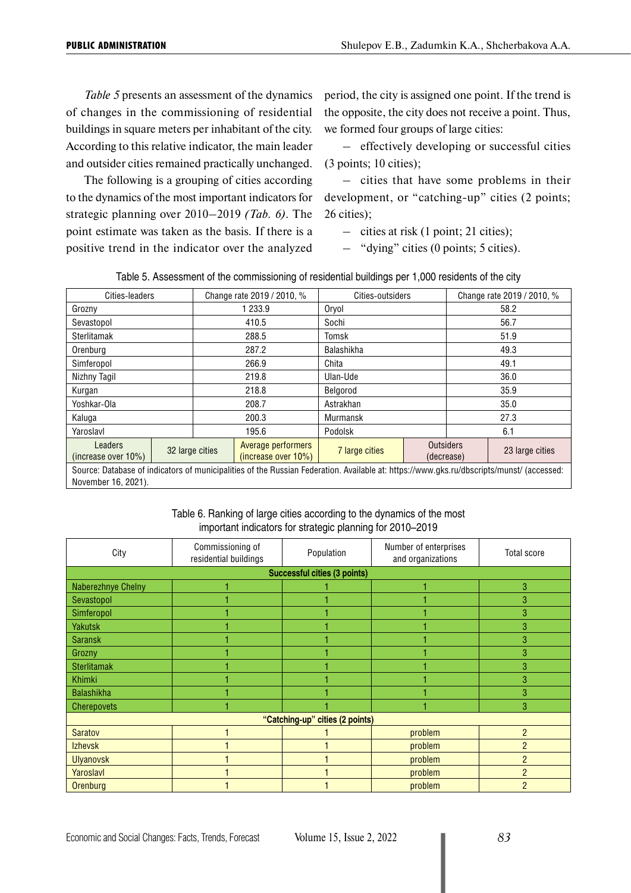*Table 5* presents an assessment of the dynamics of changes in the commissioning of residential buildings in square meters per inhabitant of the city. According to this relative indicator, the main leader and outsider cities remained practically unchanged.

The following is a grouping of cities according to the dynamics of the most important indicators for strategic planning over 2010–2019 *(Tab. 6)*. The point estimate was taken as the basis. If there is a positive trend in the indicator over the analyzed period, the city is assigned one point. If the trend is the opposite, the city does not receive a point. Thus, we formed four groups of large cities:

– effectively developing or successful cities (3 points; 10 cities);

– cities that have some problems in their development, or "catching-up" cities (2 points; 26 cities);

– cities at risk (1 point; 21 cities);

– "dying" cities (0 points; 5 cities).

Table 5. Assessment of the commissioning of residential buildings per 1,000 residents of the city

| Cities-leaders | | Change rate 2019 / 2010, % | Cities-outsiders | | Change rate 2019 / 2010, % |
|---|---|---|---|---|---|
| Grozny | | 1 233.9 | Oryol | | 58.2 |
| Sevastopol | | 410.5 | Sochi | | 56.7 |
| Sterlitamak | | 288.5 | Tomsk | | 51.9 |
| Orenburg | | 287.2 | Balashikha | | 49.3 |
| Simferopol | | 266.9 | Chita | | 49.1 |
| Nizhny Tagil | | 219.8 | Ulan-Ude | | 36.0 |
| Kurgan | | 218.8 | Belgorod | | 35.9 |
| Yoshkar-Ola | | 208.7 | Astrakhan | | 35.0 |
| Kaluga | | 200.3 | Murmansk | | 27.3 |
| Yaroslavl | | 195.6 | Podolsk | | 6.1 |
| Leaders (increase over 10%) | 32 large cities | Average performers (increase over 10%) | 7 large cities | Outsiders (decrease) | 23 large cities |
| Source: Database of indicators of municipalities of the Russian Federation. Available at: https://www.gks.ru/dbscripts/munst/ (accessed: November 16, 2021). | | | | | |

Table 6. Ranking of large cities according to the dynamics of the most important indicators for strategic planning for 2010–2019

| City | Commissioning of residential buildings | Population | Number of enterprises and organizations | Total score |
|---|---|---|---|---|
| **Successful cities (3 points)** | | | | |
| Naberezhnye Chelny | 1 | 1 | 1 | 3 |
| Sevastopol | 1 | 1 | 1 | 3 |
| Simferopol | 1 | 1 | 1 | 3 |
| Yakutsk | 1 | 1 | 1 | 3 |
| Saransk | 1 | 1 | 1 | 3 |
| Grozny | 1 | 1 | 1 | 3 |
| Sterlitamak | 1 | 1 | 1 | 3 |
| Khimki | 1 | 1 | 1 | 3 |
| Balashikha | 1 | 1 | 1 | 3 |
| Cherepovets | 1 | 1 | 1 | 3 |
| **"Catching-up" cities (2 points)** | | | | |
| Saratov | 1 | 1 | problem | 2 |
| Izhevsk | 1 | 1 | problem | 2 |
| Ulyanovsk | 1 | 1 | problem | 2 |
| Yaroslavl | 1 | 1 | problem | 2 |
| Orenburg | 1 | 1 | problem | 2 |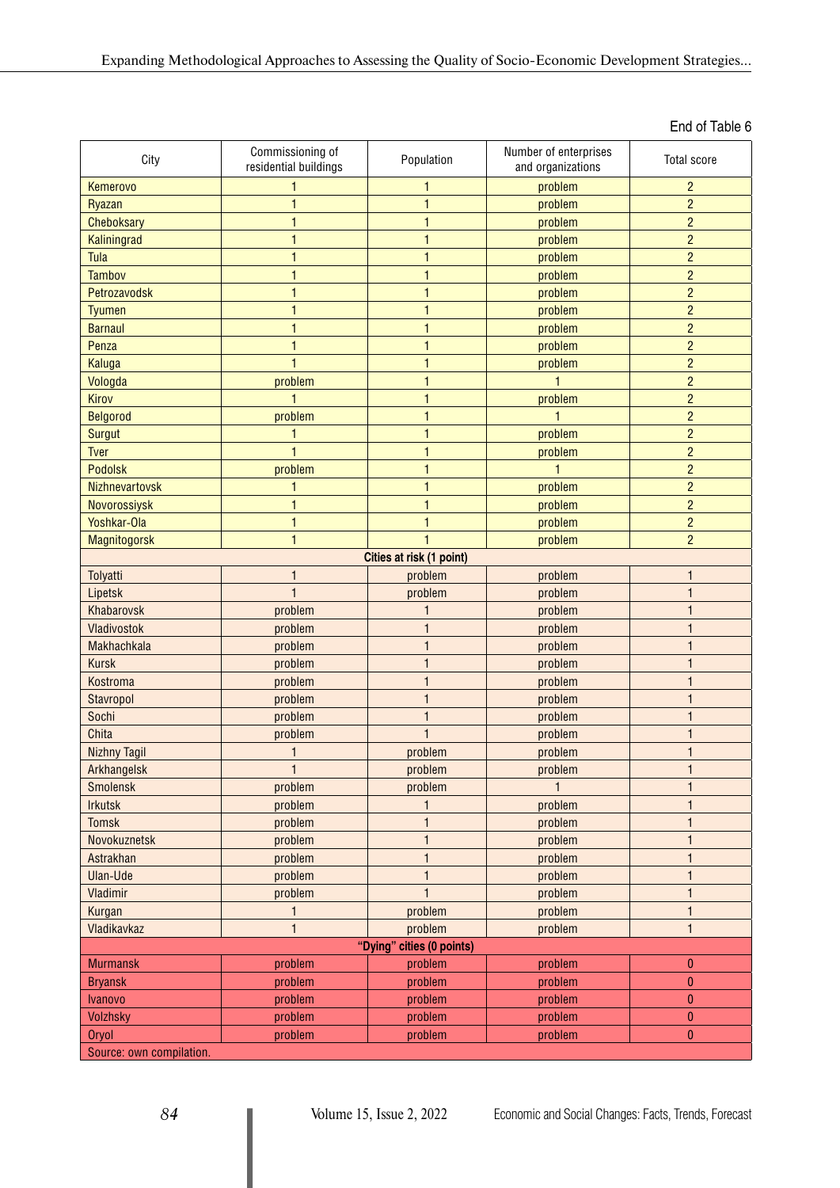End of Table 6

| City | Commissioning of residential buildings | Population | Number of enterprises and organizations | Total score |
|---|---|---|---|---|
| Kemerovo | 1 | 1 | problem | 2 |
| Ryazan | 1 | 1 | problem | 2 |
| Cheboksary | 1 | 1 | problem | 2 |
| Kaliningrad | 1 | 1 | problem | 2 |
| Tula | 1 | 1 | problem | 2 |
| Tambov | 1 | 1 | problem | 2 |
| Petrozavodsk | 1 | 1 | problem | 2 |
| Tyumen | 1 | 1 | problem | 2 |
| Barnaul | 1 | 1 | problem | 2 |
| Penza | 1 | 1 | problem | 2 |
| Kaluga | 1 | 1 | problem | 2 |
| Vologda | problem | 1 | 1 | 2 |
| Kirov | 1 | 1 | problem | 2 |
| Belgorod | problem | 1 | 1 | 2 |
| Surgut | 1 | 1 | problem | 2 |
| Tver | 1 | 1 | problem | 2 |
| Podolsk | problem | 1 | 1 | 2 |
| Nizhnevartovsk | 1 | 1 | problem | 2 |
| Novorossiysk | 1 | 1 | problem | 2 |
| Yoshkar-Ola | 1 | 1 | problem | 2 |
| Magnitogorsk | 1 | 1 | problem | 2 |
| **Cities at risk (1 point)** | | | | |
| Tolyatti | 1 | problem | problem | 1 |
| Lipetsk | 1 | problem | problem | 1 |
| Khabarovsk | problem | 1 | problem | 1 |
| Vladivostok | problem | 1 | problem | 1 |
| Makhachkala | problem | 1 | problem | 1 |
| Kursk | problem | 1 | problem | 1 |
| Kostroma | problem | 1 | problem | 1 |
| Stavropol | problem | 1 | problem | 1 |
| Sochi | problem | 1 | problem | 1 |
| Chita | problem | 1 | problem | 1 |
| Nizhny Tagil | 1 | problem | problem | 1 |
| Arkhangelsk | 1 | problem | problem | 1 |
| Smolensk | problem | problem | 1 | 1 |
| Irkutsk | problem | 1 | problem | 1 |
| Tomsk | problem | 1 | problem | 1 |
| Novokuznetsk | problem | 1 | problem | 1 |
| Astrakhan | problem | 1 | problem | 1 |
| Ulan-Ude | problem | 1 | problem | 1 |
| Vladimir | problem | 1 | problem | 1 |
| Kurgan | 1 | problem | problem | 1 |
| Vladikavkaz | 1 | problem | problem | 1 |
| **"Dying" cities (0 points)** | | | | |
| Murmansk | problem | problem | problem | 0 |
| Bryansk | problem | problem | problem | 0 |
| Ivanovo | problem | problem | problem | 0 |
| Volzhsky | problem | problem | problem | 0 |
| Oryol | problem | problem | problem | 0 |

Source: own compilation.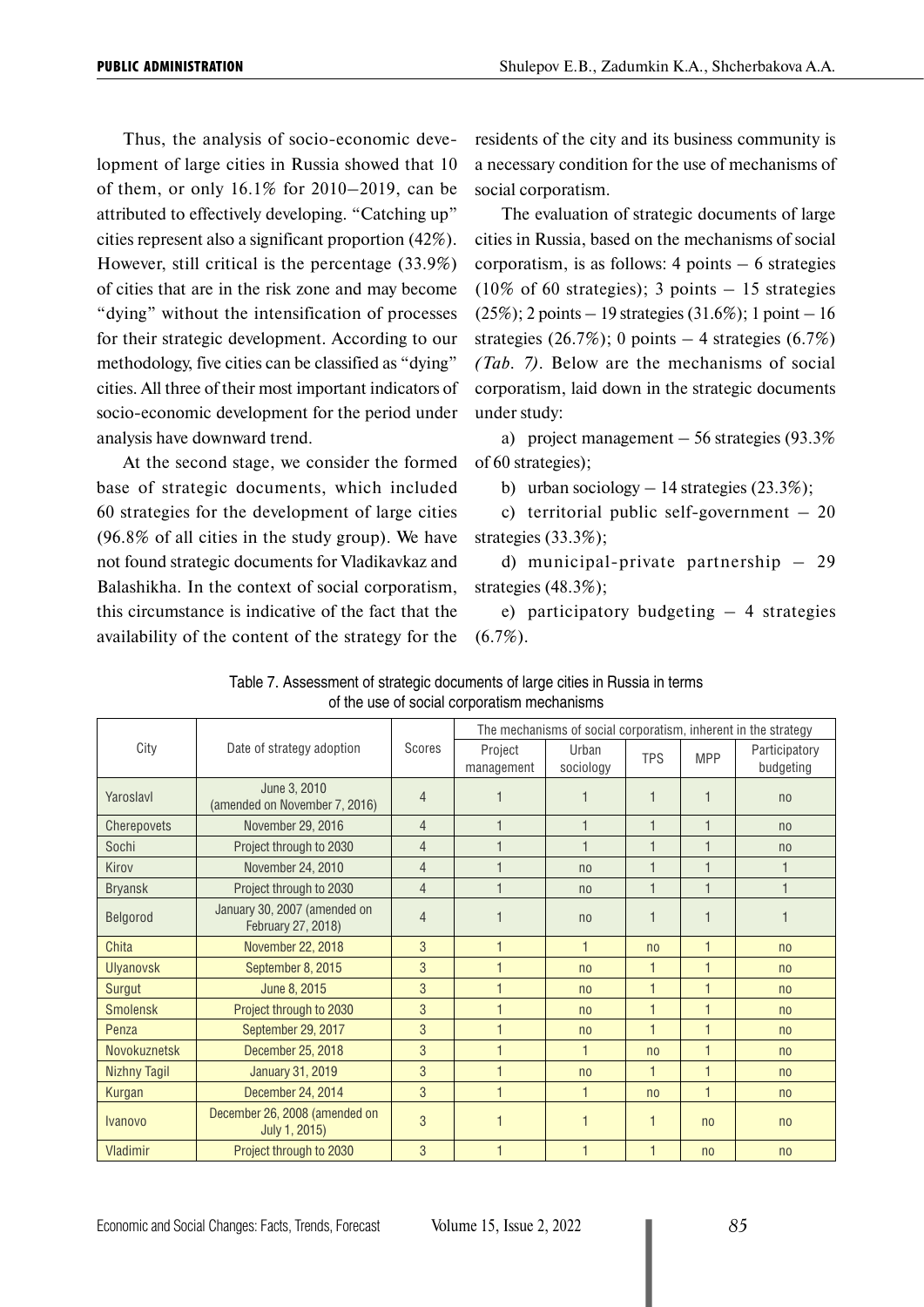Thus, the analysis of socio-economic development of large cities in Russia showed that 10 of them, or only 16.1% for 2010–2019, can be attributed to effectively developing. "Catching up" cities represent also a significant proportion (42%). However, still critical is the percentage (33.9%) of cities that are in the risk zone and may become "dying" without the intensification of processes for their strategic development. According to our methodology, five cities can be classified as "dying" cities. All three of their most important indicators of socio-economic development for the period under analysis have downward trend.

At the second stage, we consider the formed base of strategic documents, which included 60 strategies for the development of large cities (96.8% of all cities in the study group). We have not found strategic documents for Vladikavkaz and Balashikha. In the context of social corporatism, this circumstance is indicative of the fact that the availability of the content of the strategy for the residents of the city and its business community is a necessary condition for the use of mechanisms of social corporatism.

The evaluation of strategic documents of large cities in Russia, based on the mechanisms of social corporatism, is as follows: 4 points – 6 strategies (10% of 60 strategies); 3 points – 15 strategies (25%); 2 points – 19 strategies (31.6%); 1 point – 16 strategies (26.7%); 0 points – 4 strategies (6.7%) *(Tab. 7)*. Below are the mechanisms of social corporatism, laid down in the strategic documents under study:

a) project management – 56 strategies (93.3% of 60 strategies);

b) urban sociology – 14 strategies (23.3%);

c) territorial public self-government – 20 strategies (33.3%);

d) municipal-private partnership – 29 strategies (48.3%);

e) participatory budgeting – 4 strategies (6.7%).

Table 7. Assessment of strategic documents of large cities in Russia in terms of the use of social corporatism mechanisms

| City | Date of strategy adoption | Scores | The mechanisms of social corporatism, inherent in the strategy | | | | |
|---|---|---|---|---|---|---|---|
| | | | Project management | Urban sociology | TPS | MPP | Participatory budgeting |
| Yaroslavl | June 3, 2010 (amended on November 7, 2016) | 4 | 1 | 1 | 1 | 1 | no |
| Cherepovets | November 29, 2016 | 4 | 1 | 1 | 1 | 1 | no |
| Sochi | Project through to 2030 | 4 | 1 | 1 | 1 | 1 | no |
| Kirov | November 24, 2010 | 4 | 1 | no | 1 | 1 | 1 |
| Bryansk | Project through to 2030 | 4 | 1 | no | 1 | 1 | 1 |
| Belgorod | January 30, 2007 (amended on February 27, 2018) | 4 | 1 | no | 1 | 1 | 1 |
| Chita | November 22, 2018 | 3 | 1 | 1 | no | 1 | no |
| Ulyanovsk | September 8, 2015 | 3 | 1 | no | 1 | 1 | no |
| Surgut | June 8, 2015 | 3 | 1 | no | 1 | 1 | no |
| Smolensk | Project through to 2030 | 3 | 1 | no | 1 | 1 | no |
| Penza | September 29, 2017 | 3 | 1 | no | 1 | 1 | no |
| Novokuznetsk | December 25, 2018 | 3 | 1 | 1 | no | 1 | no |
| Nizhny Tagil | January 31, 2019 | 3 | 1 | no | 1 | 1 | no |
| Kurgan | December 24, 2014 | 3 | 1 | 1 | no | 1 | no |
| Ivanovo | December 26, 2008 (amended on July 1, 2015) | 3 | 1 | 1 | 1 | no | no |
| Vladimir | Project through to 2030 | 3 | 1 | 1 | 1 | no | no |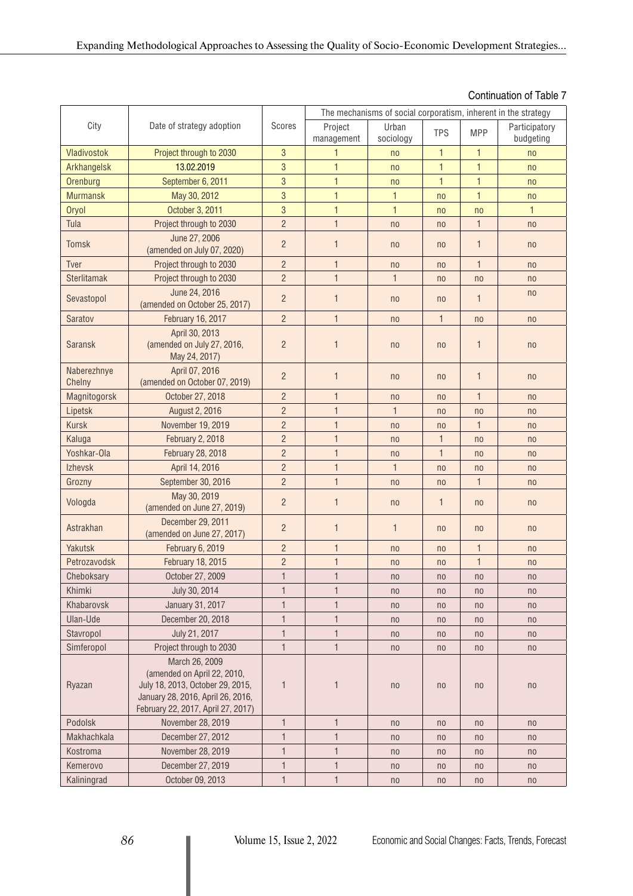Continuation of Table 7

| City | Date of strategy adoption | Scores | The mechanisms of social corporatism, inherent in the strategy | | | | |
|---|---|---|---|---|---|---|---|
| | | | Project management | Urban sociology | TPS | MPP | Participatory budgeting |
| Vladivostok | Project through to 2030 | 3 | 1 | no | 1 | 1 | no |
| Arkhangelsk | 13.02.2019 | 3 | 1 | no | 1 | 1 | no |
| Orenburg | September 6, 2011 | 3 | 1 | no | 1 | 1 | no |
| Murmansk | May 30, 2012 | 3 | 1 | 1 | no | 1 | no |
| Oryol | October 3, 2011 | 3 | 1 | 1 | no | no | 1 |
| Tula | Project through to 2030 | 2 | 1 | no | no | 1 | no |
| Tomsk | June 27, 2006 (amended on July 07, 2020) | 2 | 1 | no | no | 1 | no |
| Tver | Project through to 2030 | 2 | 1 | no | no | 1 | no |
| Sterlitamak | Project through to 2030 | 2 | 1 | 1 | no | no | no |
| Sevastopol | June 24, 2016 (amended on October 25, 2017) | 2 | 1 | no | no | 1 | no |
| Saratov | February 16, 2017 | 2 | 1 | no | 1 | no | no |
| Saransk | April 30, 2013 (amended on July 27, 2016, May 24, 2017) | 2 | 1 | no | no | 1 | no |
| Naberezhnye Chelny | April 07, 2016 (amended on October 07, 2019) | 2 | 1 | no | no | 1 | no |
| Magnitogorsk | October 27, 2018 | 2 | 1 | no | no | 1 | no |
| Lipetsk | August 2, 2016 | 2 | 1 | 1 | no | no | no |
| Kursk | November 19, 2019 | 2 | 1 | no | no | 1 | no |
| Kaluga | February 2, 2018 | 2 | 1 | no | 1 | no | no |
| Yoshkar-Ola | February 28, 2018 | 2 | 1 | no | 1 | no | no |
| Izhevsk | April 14, 2016 | 2 | 1 | 1 | no | no | no |
| Grozny | September 30, 2016 | 2 | 1 | no | no | 1 | no |
| Vologda | May 30, 2019 (amended on June 27, 2019) | 2 | 1 | no | 1 | no | no |
| Astrakhan | December 29, 2011 (amended on June 27, 2017) | 2 | 1 | 1 | no | no | no |
| Yakutsk | February 6, 2019 | 2 | 1 | no | no | 1 | no |
| Petrozavodsk | February 18, 2015 | 2 | 1 | no | no | 1 | no |
| Cheboksary | October 27, 2009 | 1 | 1 | no | no | no | no |
| Khimki | July 30, 2014 | 1 | 1 | no | no | no | no |
| Khabarovsk | January 31, 2017 | 1 | 1 | no | no | no | no |
| Ulan-Ude | December 20, 2018 | 1 | 1 | no | no | no | no |
| Stavropol | July 21, 2017 | 1 | 1 | no | no | no | no |
| Simferopol | Project through to 2030 | 1 | 1 | no | no | no | no |
| Ryazan | March 26, 2009 (amended on April 22, 2010, July 18, 2013, October 29, 2015, January 28, 2016, April 26, 2016, February 22, 2017, April 27, 2017) | 1 | 1 | no | no | no | no |
| Podolsk | November 28, 2019 | 1 | 1 | no | no | no | no |
| Makhachkala | December 27, 2012 | 1 | 1 | no | no | no | no |
| Kostroma | November 28, 2019 | 1 | 1 | no | no | no | no |
| Kemerovo | December 27, 2019 | 1 | 1 | no | no | no | no |
| Kaliningrad | October 09, 2013 | 1 | 1 | no | no | no | no |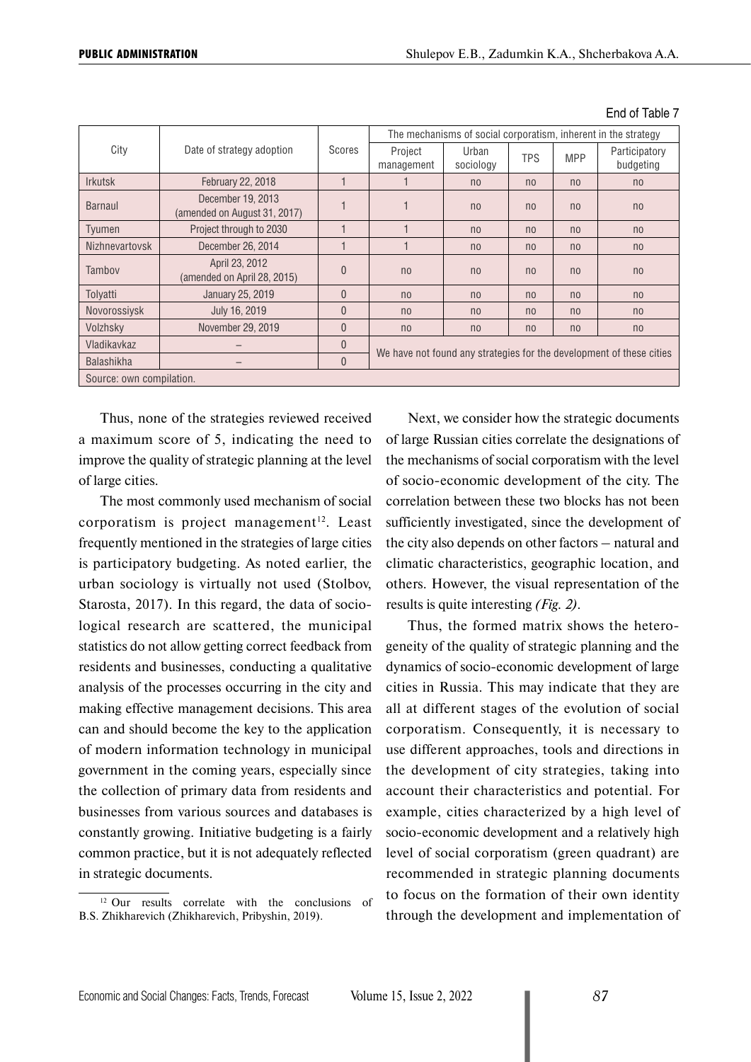End of Table 7

| City | Date of strategy adoption | Scores | The mechanisms of social corporatism, inherent in the strategy | | | | |
|---|---|---|---|---|---|---|---|
| | | | Project management | Urban sociology | TPS | MPP | Participatory budgeting |
| Irkutsk | February 22, 2018 | 1 | 1 | no | no | no | no |
| Barnaul | December 19, 2013 (amended on August 31, 2017) | 1 | 1 | no | no | no | no |
| Tyumen | Project through to 2030 | 1 | 1 | no | no | no | no |
| Nizhnevartovsk | December 26, 2014 | 1 | 1 | no | no | no | no |
| Tambov | April 23, 2012 (amended on April 28, 2015) | 0 | no | no | no | no | no |
| Tolyatti | January 25, 2019 | 0 | no | no | no | no | no |
| Novorossiysk | July 16, 2019 | 0 | no | no | no | no | no |
| Volzhsky | November 29, 2019 | 0 | no | no | no | no | no |
| Vladikavkaz | – | 0 | We have not found any strategies for the development of these cities | | | | |
| Balashikha | – | 0 | | | | | |
| Source: own compilation. | | | | | | | |

Thus, none of the strategies reviewed received a maximum score of 5, indicating the need to improve the quality of strategic planning at the level of large cities.

The most commonly used mechanism of social corporatism is project management[12]. Least frequently mentioned in the strategies of large cities is participatory budgeting. As noted earlier, the urban sociology is virtually not used (Stolbov, Starosta, 2017). In this regard, the data of sociological research are scattered, the municipal statistics do not allow getting correct feedback from residents and businesses, conducting a qualitative analysis of the processes occurring in the city and making effective management decisions. This area can and should become the key to the application of modern information technology in municipal government in the coming years, especially since the collection of primary data from residents and businesses from various sources and databases is constantly growing. Initiative budgeting is a fairly common practice, but it is not adequately reflected in strategic documents.

[12] Our results correlate with the conclusions of B.S. Zhikharevich (Zhikharevich, Pribyshin, 2019).

Next, we consider how the strategic documents of large Russian cities correlate the designations of the mechanisms of social corporatism with the level of socio-economic development of the city. The correlation between these two blocks has not been sufficiently investigated, since the development of the city also depends on other factors – natural and climatic characteristics, geographic location, and others. However, the visual representation of the results is quite interesting *(Fig. 2)*.

Thus, the formed matrix shows the heterogeneity of the quality of strategic planning and the dynamics of socio-economic development of large cities in Russia. This may indicate that they are all at different stages of the evolution of social corporatism. Consequently, it is necessary to use different approaches, tools and directions in the development of city strategies, taking into account their characteristics and potential. For example, cities characterized by a high level of socio-economic development and a relatively high level of social corporatism (green quadrant) are recommended in strategic planning documents to focus on the formation of their own identity through the development and implementation of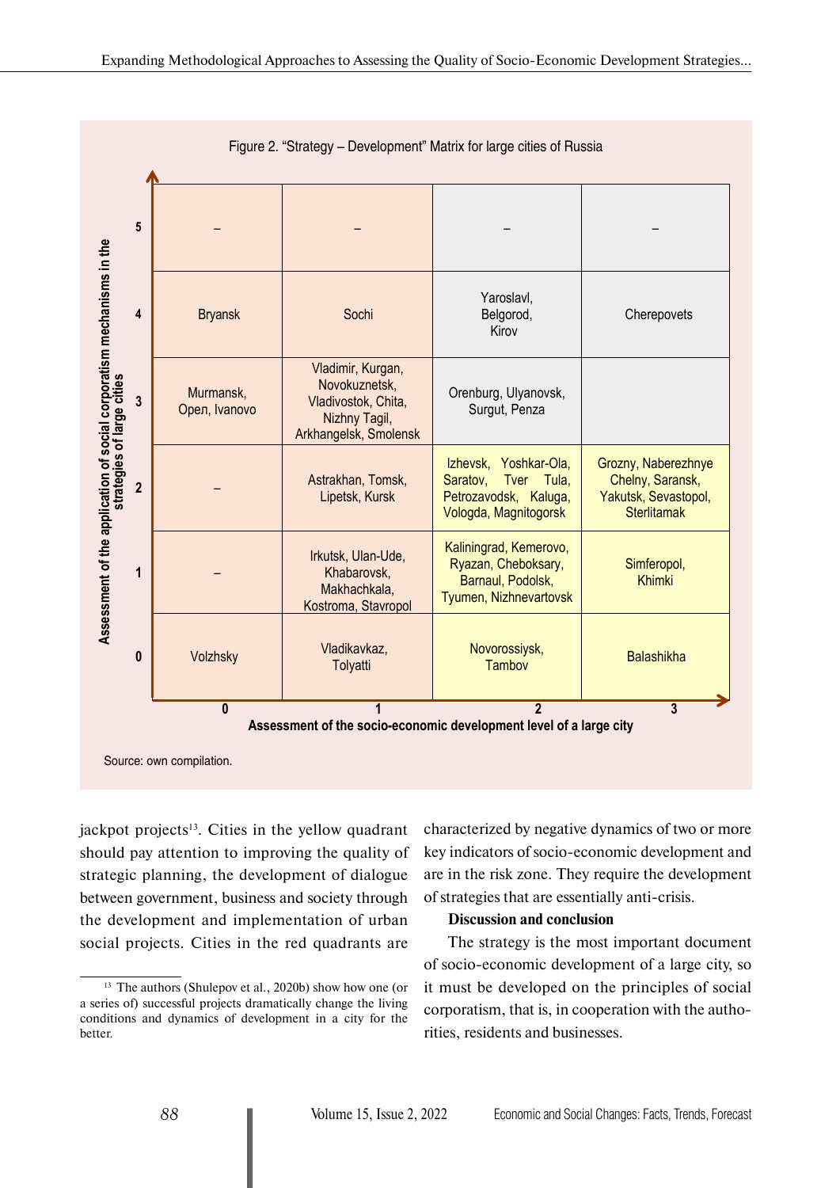Figure 2. "Strategy – Development" Matrix for large cities of Russia

| Assessment of the application of social corporatism mechanisms in the strategies of large cities | 0 | 1 | 2 | 3 |
|---|---|---|---|---|
| 5 | – | – | – | – |
| 4 | Bryansk | Sochi | Yaroslavl, Belgorod, Kirov | Cherepovets |
| 3 | Murmansk, Орел, Ivanovo | Vladimir, Kurgan, Novokuznetsk, Vladivostok, Chita, Nizhny Tagil, Arkhangelsk, Smolensk | Orenburg, Ulyanovsk, Surgut, Penza | |
| 2 | – | Astrakhan, Tomsk, Lipetsk, Kursk | Izhevsk, Yoshkar-Ola, Saratov, Tver Tula, Petrozavodsk, Kaluga, Vologda, Magnitogorsk | Grozny, Naberezhnye Chelny, Saransk, Yakutsk, Sevastopol, Sterlitamak |
| 1 | – | Irkutsk, Ulan-Ude, Khabarovsk, Makhachkala, Kostroma, Stavropol | Kaliningrad, Kemerovo, Ryazan, Cheboksary, Barnaul, Podolsk, Tyumen, Nizhnevartovsk | Simferopol, Khimki |
| 0 | Volzhsky | Vladikavkaz, Tolyatti | Novorossiysk, Tambov | Balashikha |

Assessment of the socio-economic development level of a large city

Source: own compilation.

jackpot projects[13]. Cities in the yellow quadrant should pay attention to improving the quality of strategic planning, the development of dialogue between government, business and society through the development and implementation of urban social projects. Cities in the red quadrants are characterized by negative dynamics of two or more key indicators of socio-economic development and are in the risk zone. They require the development of strategies that are essentially anti-crisis.

**Discussion and conclusion**

The strategy is the most important document of socio-economic development of a large city, so it must be developed on the principles of social corporatism, that is, in cooperation with the authorities, residents and businesses.

[13] The authors (Shulepov et al., 2020b) show how one (or a series of) successful projects dramatically change the living conditions and dynamics of development in a city for the better.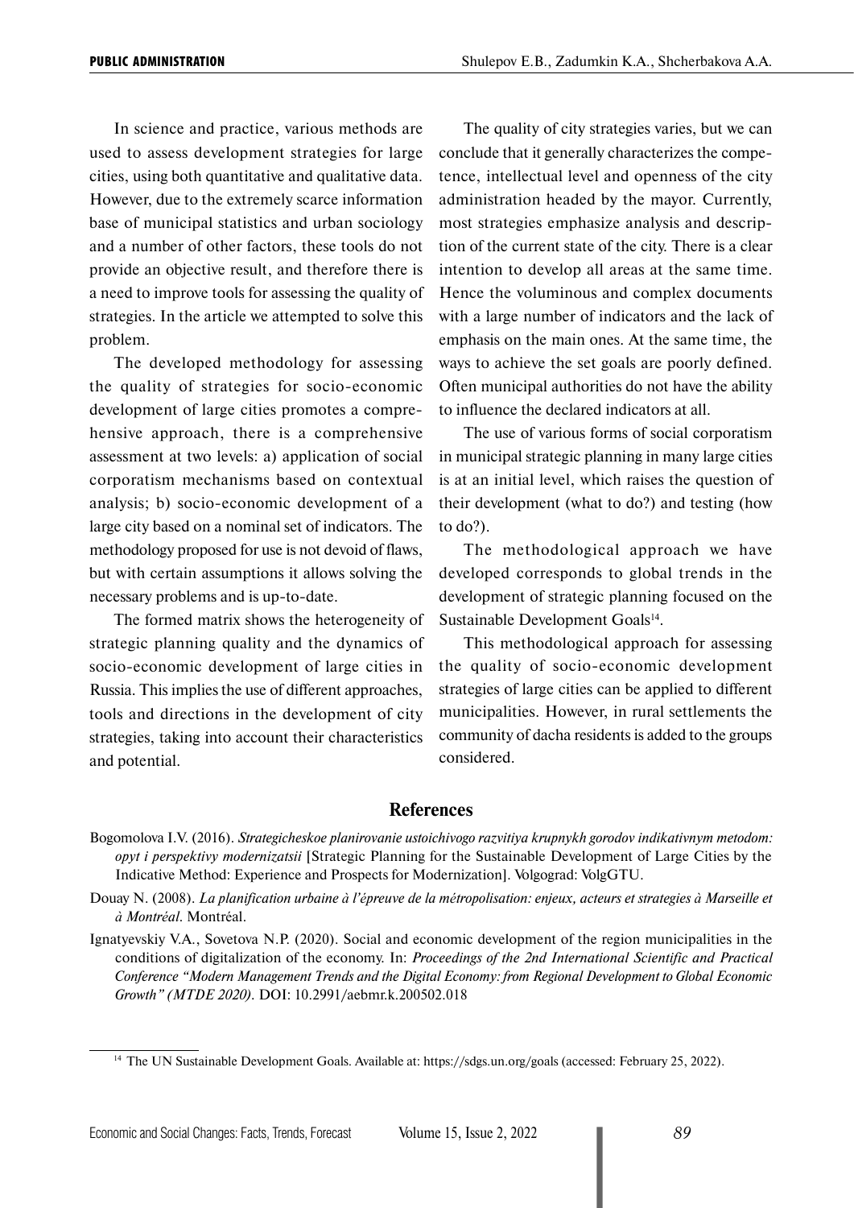In science and practice, various methods are used to assess development strategies for large cities, using both quantitative and qualitative data. However, due to the extremely scarce information base of municipal statistics and urban sociology and a number of other factors, these tools do not provide an objective result, and therefore there is a need to improve tools for assessing the quality of strategies. In the article we attempted to solve this problem.

The developed methodology for assessing the quality of strategies for socio-economic development of large cities promotes a comprehensive approach, there is a comprehensive assessment at two levels: a) application of social corporatism mechanisms based on contextual analysis; b) socio-economic development of a large city based on a nominal set of indicators. The methodology proposed for use is not devoid of flaws, but with certain assumptions it allows solving the necessary problems and is up-to-date.

The formed matrix shows the heterogeneity of strategic planning quality and the dynamics of socio-economic development of large cities in Russia. This implies the use of different approaches, tools and directions in the development of city strategies, taking into account their characteristics and potential.

The quality of city strategies varies, but we can conclude that it generally characterizes the competence, intellectual level and openness of the city administration headed by the mayor. Currently, most strategies emphasize analysis and description of the current state of the city. There is a clear intention to develop all areas at the same time. Hence the voluminous and complex documents with a large number of indicators and the lack of emphasis on the main ones. At the same time, the ways to achieve the set goals are poorly defined. Often municipal authorities do not have the ability to influence the declared indicators at all.

The use of various forms of social corporatism in municipal strategic planning in many large cities is at an initial level, which raises the question of their development (what to do?) and testing (how to do?).

The methodological approach we have developed corresponds to global trends in the development of strategic planning focused on the Sustainable Development Goals[14].

This methodological approach for assessing the quality of socio-economic development strategies of large cities can be applied to different municipalities. However, in rural settlements the community of dacha residents is added to the groups considered.

## References

Bogomolova I.V. (2016). *Strategicheskoe planirovanie ustoichivogo razvitiya krupnykh gorodov indikativnym metodom: opyt i perspektivy modernizatsii* [Strategic Planning for the Sustainable Development of Large Cities by the Indicative Method: Experience and Prospects for Modernization]. Volgograd: VolgGTU.

Douay N. (2008). *La planification urbaine à l'épreuve de la métropolisation: enjeux, acteurs et strategies à Marseille et à Montréal*. Montréal.

Ignatyevskiy V.A., Sovetova N.P. (2020). Social and economic development of the region municipalities in the conditions of digitalization of the economy. In: *Proceedings of the 2nd International Scientific and Practical Conference "Modern Management Trends and the Digital Economy: from Regional Development to Global Economic Growth" (MTDE 2020)*. DOI: 10.2991/aebmr.k.200502.018

[14] The UN Sustainable Development Goals. Available at: https://sdgs.un.org/goals (accessed: February 25, 2022).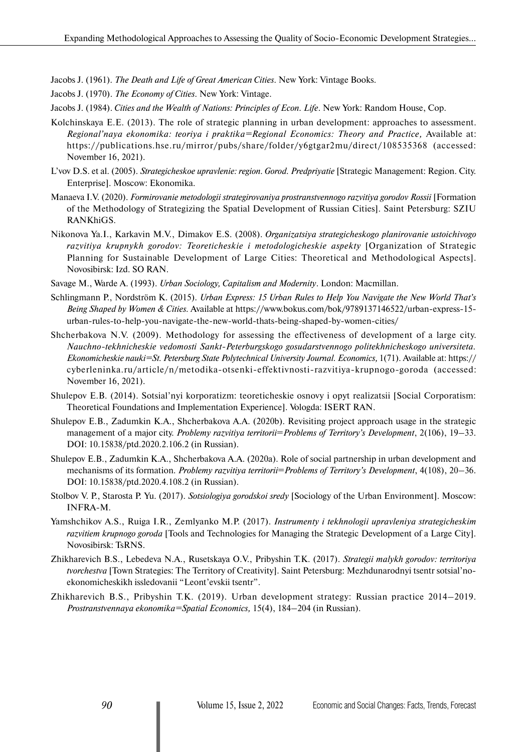Jacobs J. (1961). *The Death and Life of Great American Cities*. New York: Vintage Books.

Jacobs J. (1970). *The Economy of Cities*. New York: Vintage.

Jacobs J. (1984). *Cities and the Wealth of Nations: Principles of Econ. Life*. New York: Random House, Cop.

Kolchinskaya E.E. (2013). The role of strategic planning in urban development: approaches to assessment. *Regional'naya ekonomika: teoriya i praktika=Regional Economics: Theory and Practice*, Available at: https://publications.hse.ru/mirror/pubs/share/folder/y6gtgar2mu/direct/108535368 (accessed: November 16, 2021).

L'vov D.S. et al. (2005). *Strategicheskoe upravlenie: region. Gorod. Predpriyatie* [Strategic Management: Region. City. Enterprise]. Moscow: Ekonomika.

Manaeva I.V. (2020). *Formirovanie metodologii strategirovaniya prostranstvennogo razvitiya gorodov Rossii* [Formation of the Methodology of Strategizing the Spatial Development of Russian Cities]. Saint Petersburg: SZIU RANKhiGS.

Nikonova Ya.I., Karkavin M.V., Dimakov E.S. (2008). *Organizatsiya strategicheskogo planirovanie ustoichivogo razvitiya krupnykh gorodov: Teoreticheskie i metodologicheskie aspekty* [Organization of Strategic Planning for Sustainable Development of Large Cities: Theoretical and Methodological Aspects]. Novosibirsk: Izd. SO RAN.

Savage M., Warde A. (1993). *Urban Sociology, Capitalism and Modernity*. London: Macmillan.

Schlingmann P., Nordström K. (2015). *Urban Express: 15 Urban Rules to Help You Navigate the New World That's Being Shaped by Women & Cities*. Available at https://www.bokus.com/bok/9789137146522/urban-express-15-urban-rules-to-help-you-navigate-the-new-world-thats-being-shaped-by-women-cities/

Shcherbakova N.V. (2009). Methodology for assessing the effectiveness of development of a large city. *Nauchno-tekhnicheskie vedomosti Sankt-Peterburgskogo gosudarstvennogo politekhnicheskogo universiteta. Ekonomicheskie nauki=St. Petersburg State Polytechnical University Journal. Economics*, 1(71). Available at: https://cyberleninka.ru/article/n/metodika-otsenki-effektivnosti-razvitiya-krupnogo-goroda (accessed: November 16, 2021).

Shulepov E.B. (2014). Sotsial'nyi korporatizm: teoreticheskie osnovy i opyt realizatsii [Social Corporatism: Theoretical Foundations and Implementation Experience]. Vologda: ISERT RAN.

Shulepov E.B., Zadumkin K.A., Shcherbakova A.A. (2020b). Revisiting project approach usage in the strategic management of a major city. *Problemy razvitiya territorii=Problems of Territory's Development*, 2(106), 19–33. DOI: 10.15838/ptd.2020.2.106.2 (in Russian).

Shulepov E.B., Zadumkin K.A., Shcherbakova A.A. (2020a). Role of social partnership in urban development and mechanisms of its formation. *Problemy razvitiya territorii=Problems of Territory's Development*, 4(108), 20–36. DOI: 10.15838/ptd.2020.4.108.2 (in Russian).

Stolbov V. P., Starosta P. Yu. (2017). *Sotsiologiya gorodskoi sredy* [Sociology of the Urban Environment]. Moscow: INFRA-M.

Yamshchikov A.S., Ruiga I.R., Zemlyanko M.P. (2017). *Instrumenty i tekhnologii upravleniya strategicheskim razvitiem krupnogo goroda* [Tools and Technologies for Managing the Strategic Development of a Large City]. Novosibirsk: TsRNS.

Zhikharevich B.S., Lebedeva N.A., Rusetskaya O.V., Pribyshin T.K. (2017). *Strategii malykh gorodov: territoriya tvorchestva* [Town Strategies: The Territory of Creativity]. Saint Petersburg: Mezhdunarodnyi tsentr sotsial'no-ekonomicheskikh issledovanii "Leont'evskii tsentr".

Zhikharevich B.S., Pribyshin T.K. (2019). Urban development strategy: Russian practice 2014–2019. *Prostranstvennaya ekonomika=Spatial Economics*, 15(4), 184–204 (in Russian).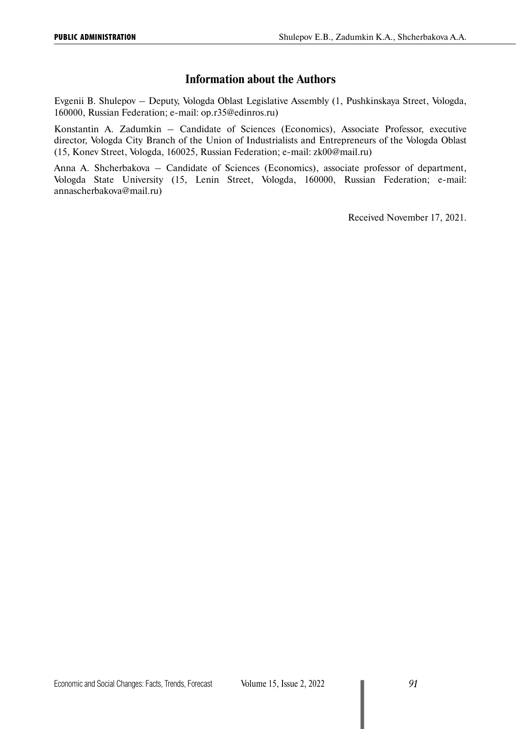## Information about the Authors

Evgenii B. Shulepov – Deputy, Vologda Oblast Legislative Assembly (1, Pushkinskaya Street, Vologda, 160000, Russian Federation; e-mail: op.r35@edinros.ru)

Konstantin A. Zadumkin – Candidate of Sciences (Economics), Associate Professor, executive director, Vologda City Branch of the Union of Industrialists and Entrepreneurs of the Vologda Oblast (15, Konev Street, Vologda, 160025, Russian Federation; e-mail: zk00@mail.ru)

Anna A. Shcherbakova – Candidate of Sciences (Economics), associate professor of department, Vologda State University (15, Lenin Street, Vologda, 160000, Russian Federation; e-mail: annascherbakova@mail.ru)

Received November 17, 2021.